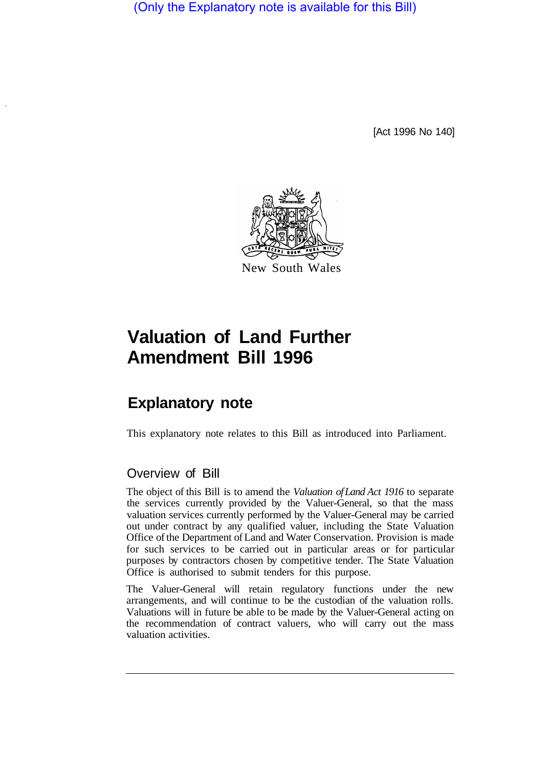(Only the Explanatory note is available for this Bill)

[Act 1996 No 140]

New South Wales

# Valuation of Land Further Amendment Bill 1996

## Explanatory note

This explanatory note relates to this Bill as introduced into Parliament.

### Overview of Bill

The object of this Bill is to amend the *Valuation of Land Act 1916* to separate the services currently provided by the Valuer-General, so that the mass valuation services currently performed by the Valuer-General may be carried out under contract by any qualified valuer, including the State Valuation Office of the Department of Land and Water Conservation. Provision is made for such services to be carried out in particular areas or for particular purposes by contractors chosen by competitive tender. The State Valuation Office is authorised to submit tenders for this purpose.

The Valuer-General will retain regulatory functions under the new arrangements, and will continue to be the custodian of the valuation rolls. Valuations will in future be able to be made by the Valuer-General acting on the recommendation of contract valuers, who will carry out the mass valuation activities.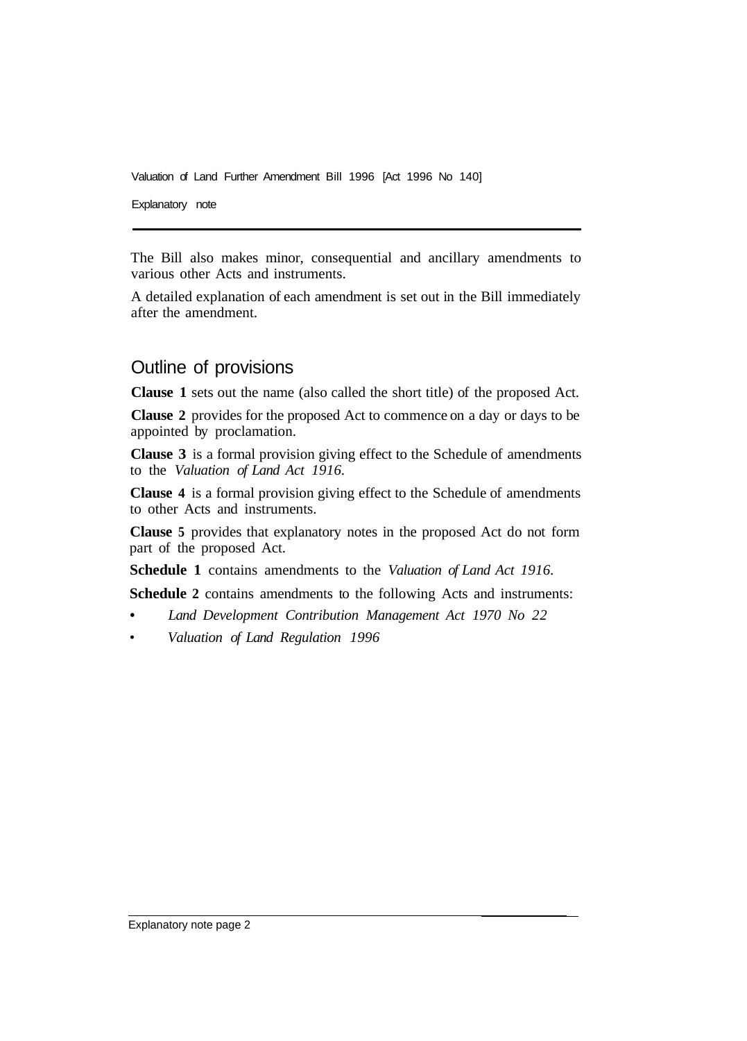The Bill also makes minor, consequential and ancillary amendments to various other Acts and instruments.

A detailed explanation of each amendment is set out in the Bill immediately after the amendment.

## Outline of provisions

**Clause 1** sets out the name (also called the short title) of the proposed Act.

**Clause 2** provides for the proposed Act to commence on a day or days to be appointed by proclamation.

**Clause 3** is a formal provision giving effect to the Schedule of amendments to the *Valuation of Land Act 1916*.

**Clause 4** is a formal provision giving effect to the Schedule of amendments to other Acts and instruments.

**Clause 5** provides that explanatory notes in the proposed Act do not form part of the proposed Act.

**Schedule 1** contains amendments to the *Valuation of Land Act 1916*.

**Schedule 2** contains amendments to the following Acts and instruments:

- *Land Development Contribution Management Act 1970 No 22*
- *Valuation of Land Regulation 1996*